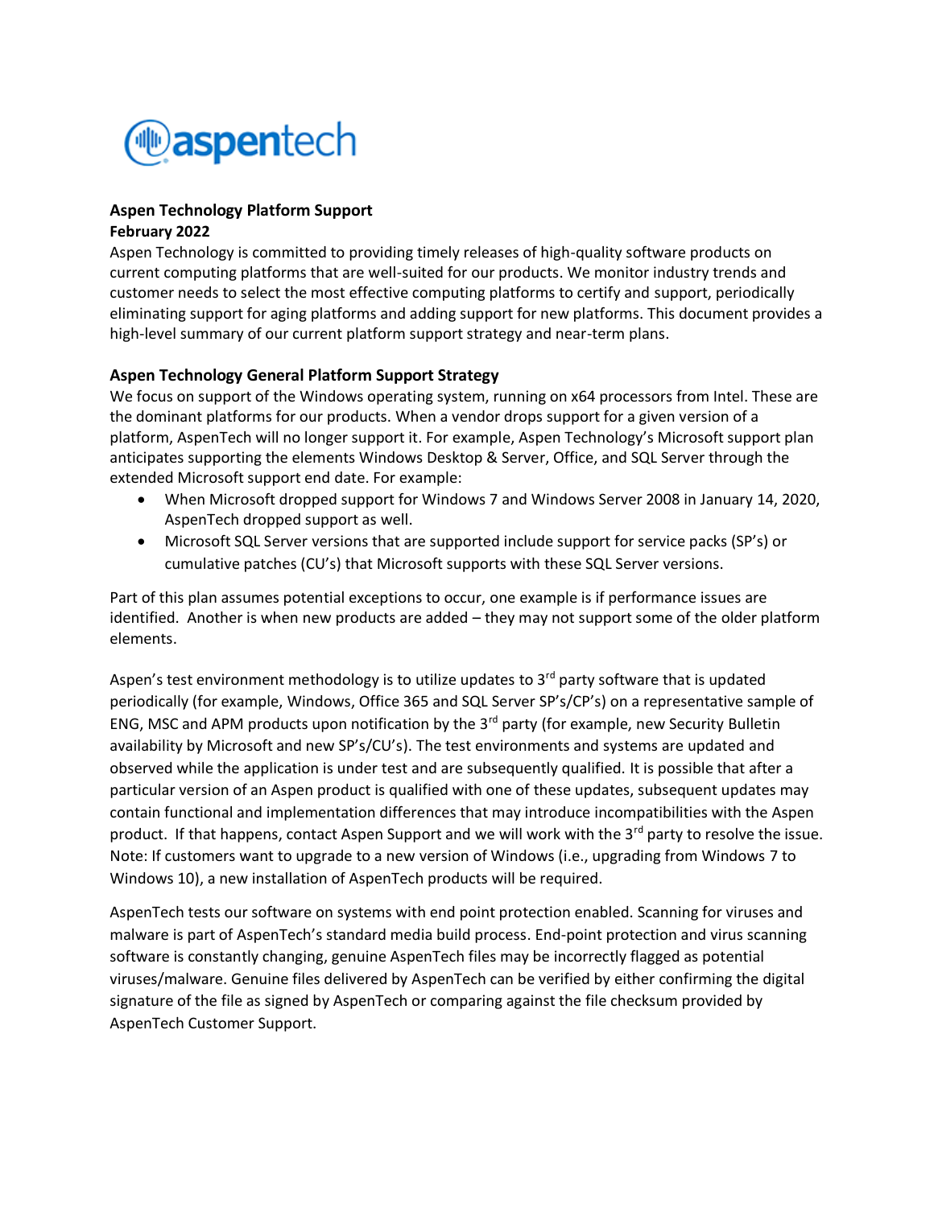aspentech

**Aspen Technology Platform Support**
**February 2022**

Aspen Technology is committed to providing timely releases of high-quality software products on current computing platforms that are well-suited for our products. We monitor industry trends and customer needs to select the most effective computing platforms to certify and support, periodically eliminating support for aging platforms and adding support for new platforms. This document provides a high-level summary of our current platform support strategy and near-term plans.

## Aspen Technology General Platform Support Strategy

We focus on support of the Windows operating system, running on x64 processors from Intel. These are the dominant platforms for our products. When a vendor drops support for a given version of a platform, AspenTech will no longer support it. For example, Aspen Technology's Microsoft support plan anticipates supporting the elements Windows Desktop & Server, Office, and SQL Server through the extended Microsoft support end date. For example:

- When Microsoft dropped support for Windows 7 and Windows Server 2008 in January 14, 2020, AspenTech dropped support as well.
- Microsoft SQL Server versions that are supported include support for service packs (SP's) or cumulative patches (CU's) that Microsoft supports with these SQL Server versions.

Part of this plan assumes potential exceptions to occur, one example is if performance issues are identified. Another is when new products are added – they may not support some of the older platform elements.

Aspen's test environment methodology is to utilize updates to 3rd party software that is updated periodically (for example, Windows, Office 365 and SQL Server SP's/CP's) on a representative sample of ENG, MSC and APM products upon notification by the 3rd party (for example, new Security Bulletin availability by Microsoft and new SP's/CU's). The test environments and systems are updated and observed while the application is under test and are subsequently qualified. It is possible that after a particular version of an Aspen product is qualified with one of these updates, subsequent updates may contain functional and implementation differences that may introduce incompatibilities with the Aspen product. If that happens, contact Aspen Support and we will work with the 3rd party to resolve the issue. Note: If customers want to upgrade to a new version of Windows (i.e., upgrading from Windows 7 to Windows 10), a new installation of AspenTech products will be required.

AspenTech tests our software on systems with end point protection enabled. Scanning for viruses and malware is part of AspenTech's standard media build process. End-point protection and virus scanning software is constantly changing, genuine AspenTech files may be incorrectly flagged as potential viruses/malware. Genuine files delivered by AspenTech can be verified by either confirming the digital signature of the file as signed by AspenTech or comparing against the file checksum provided by AspenTech Customer Support.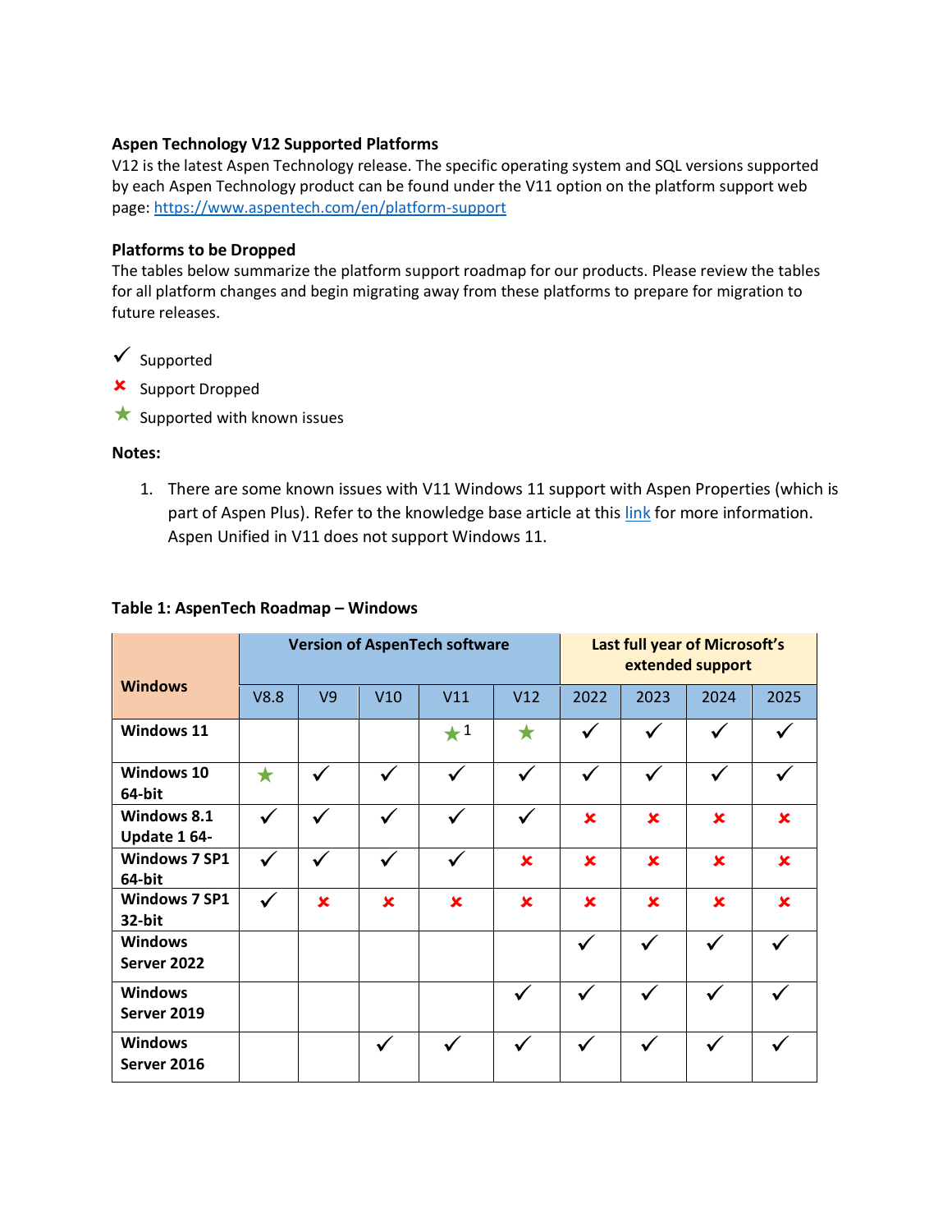**Aspen Technology V12 Supported Platforms**

V12 is the latest Aspen Technology release. The specific operating system and SQL versions supported by each Aspen Technology product can be found under the V11 option on the platform support web page: [https://www.aspentech.com/en/platform-support](https://www.aspentech.com/en/platform-support)

**Platforms to be Dropped**

The tables below summarize the platform support roadmap for our products. Please review the tables for all platform changes and begin migrating away from these platforms to prepare for migration to future releases.

✓ Supported

✗ Support Dropped

★ Supported with known issues

**Notes:**

1. There are some known issues with V11 Windows 11 support with Aspen Properties (which is part of Aspen Plus). Refer to the knowledge base article at this link for more information. Aspen Unified in V11 does not support Windows 11.

**Table 1: AspenTech Roadmap – Windows**

| Windows | Version of AspenTech software | | | | | Last full year of Microsoft's extended support | | | |
|---|---|---|---|---|---|---|---|---|---|
| | V8.8 | V9 | V10 | V11 | V12 | 2022 | 2023 | 2024 | 2025 |
| Windows 11 | | | | ★ [1] | ★ | ✓ | ✓ | ✓ | ✓ |
| Windows 10 64-bit | ★ | ✓ | ✓ | ✓ | ✓ | ✓ | ✓ | ✓ | ✓ |
| Windows 8.1 Update 1 64- | ✓ | ✓ | ✓ | ✓ | ✓ | ✗ | ✗ | ✗ | ✗ |
| Windows 7 SP1 64-bit | ✓ | ✓ | ✓ | ✓ | ✗ | ✗ | ✗ | ✗ | ✗ |
| Windows 7 SP1 32-bit | ✓ | ✗ | ✗ | ✗ | ✗ | ✗ | ✗ | ✗ | ✗ |
| Windows Server 2022 | | | | | | ✓ | ✓ | ✓ | ✓ |
| Windows Server 2019 | | | | | ✓ | ✓ | ✓ | ✓ | ✓ |
| Windows Server 2016 | | | ✓ | ✓ | ✓ | ✓ | ✓ | ✓ | ✓ |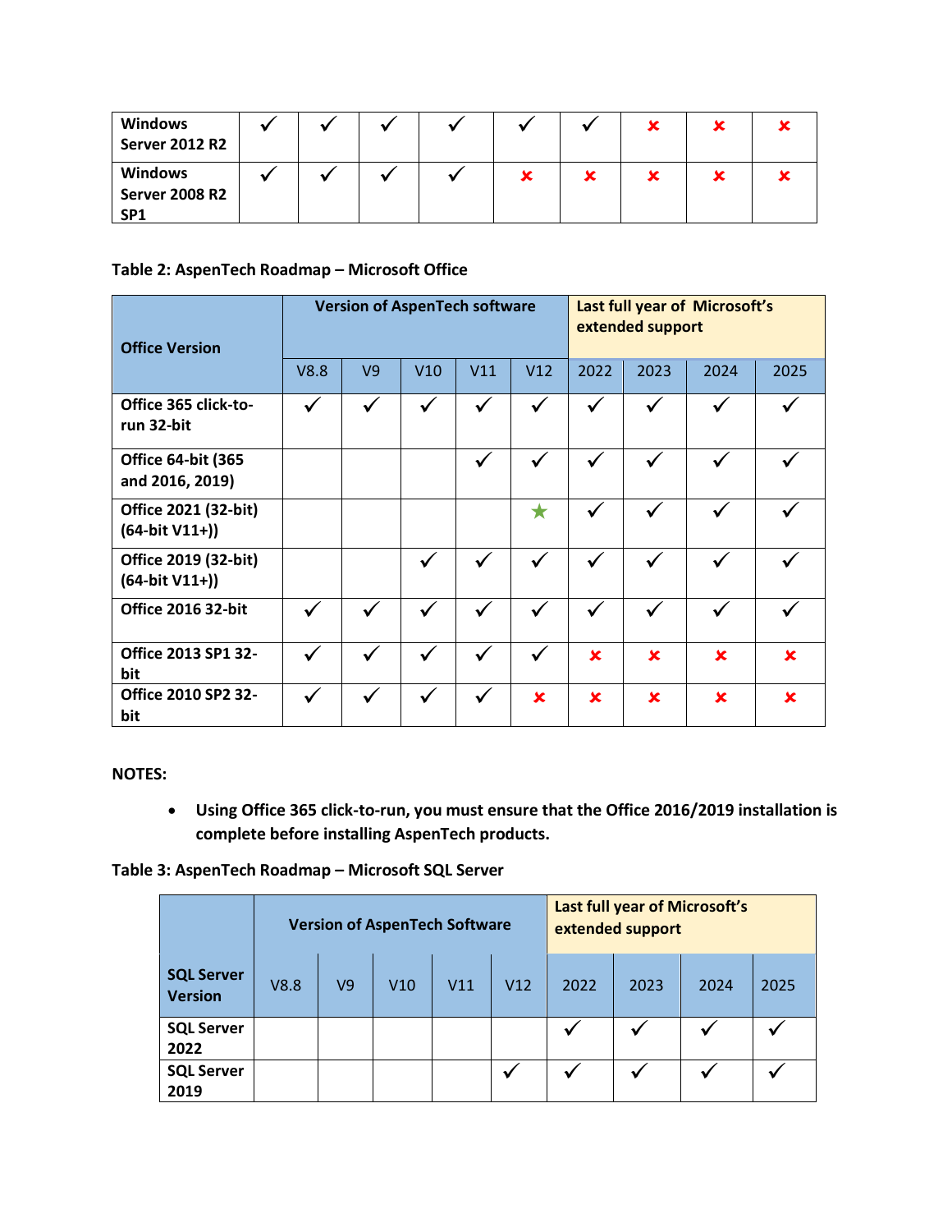| Windows Server 2012 R2 | ✓ | ✓ | ✓ | ✓ | ✓ | ✓ | ✗ | ✗ | ✗ |
|---|---|---|---|---|---|---|---|---|---|
| Windows Server 2008 R2 SP1 | ✓ | ✓ | ✓ | ✓ | ✗ | ✗ | ✗ | ✗ | ✗ |

**Table 2: AspenTech Roadmap – Microsoft Office**

| Office Version | Version of AspenTech software | | | | | Last full year of Microsoft's extended support | | | |
|---|---|---|---|---|---|---|---|---|---|
| | V8.8 | V9 | V10 | V11 | V12 | 2022 | 2023 | 2024 | 2025 |
| Office 365 click-to-run 32-bit | ✓ | ✓ | ✓ | ✓ | ✓ | ✓ | ✓ | ✓ | ✓ |
| Office 64-bit (365 and 2016, 2019) | | | | ✓ | ✓ | ✓ | ✓ | ✓ | ✓ |
| Office 2021 (32-bit) (64-bit V11+)) | | | | | ★ | ✓ | ✓ | ✓ | ✓ |
| Office 2019 (32-bit) (64-bit V11+)) | | | ✓ | ✓ | ✓ | ✓ | ✓ | ✓ | ✓ |
| Office 2016 32-bit | ✓ | ✓ | ✓ | ✓ | ✓ | ✓ | ✓ | ✓ | ✓ |
| Office 2013 SP1 32-bit | ✓ | ✓ | ✓ | ✓ | ✓ | ✗ | ✗ | ✗ | ✗ |
| Office 2010 SP2 32-bit | ✓ | ✓ | ✓ | ✓ | ✗ | ✗ | ✗ | ✗ | ✗ |

**NOTES:**

- **Using Office 365 click-to-run, you must ensure that the Office 2016/2019 installation is complete before installing AspenTech products.**

**Table 3: AspenTech Roadmap – Microsoft SQL Server**

| SQL Server Version | Version of AspenTech Software | | | | | Last full year of Microsoft's extended support | | | |
|---|---|---|---|---|---|---|---|---|---|
| | V8.8 | V9 | V10 | V11 | V12 | 2022 | 2023 | 2024 | 2025 |
| SQL Server 2022 | | | | | | ✓ | ✓ | ✓ | ✓ |
| SQL Server 2019 | | | | | ✓ | ✓ | ✓ | ✓ | ✓ |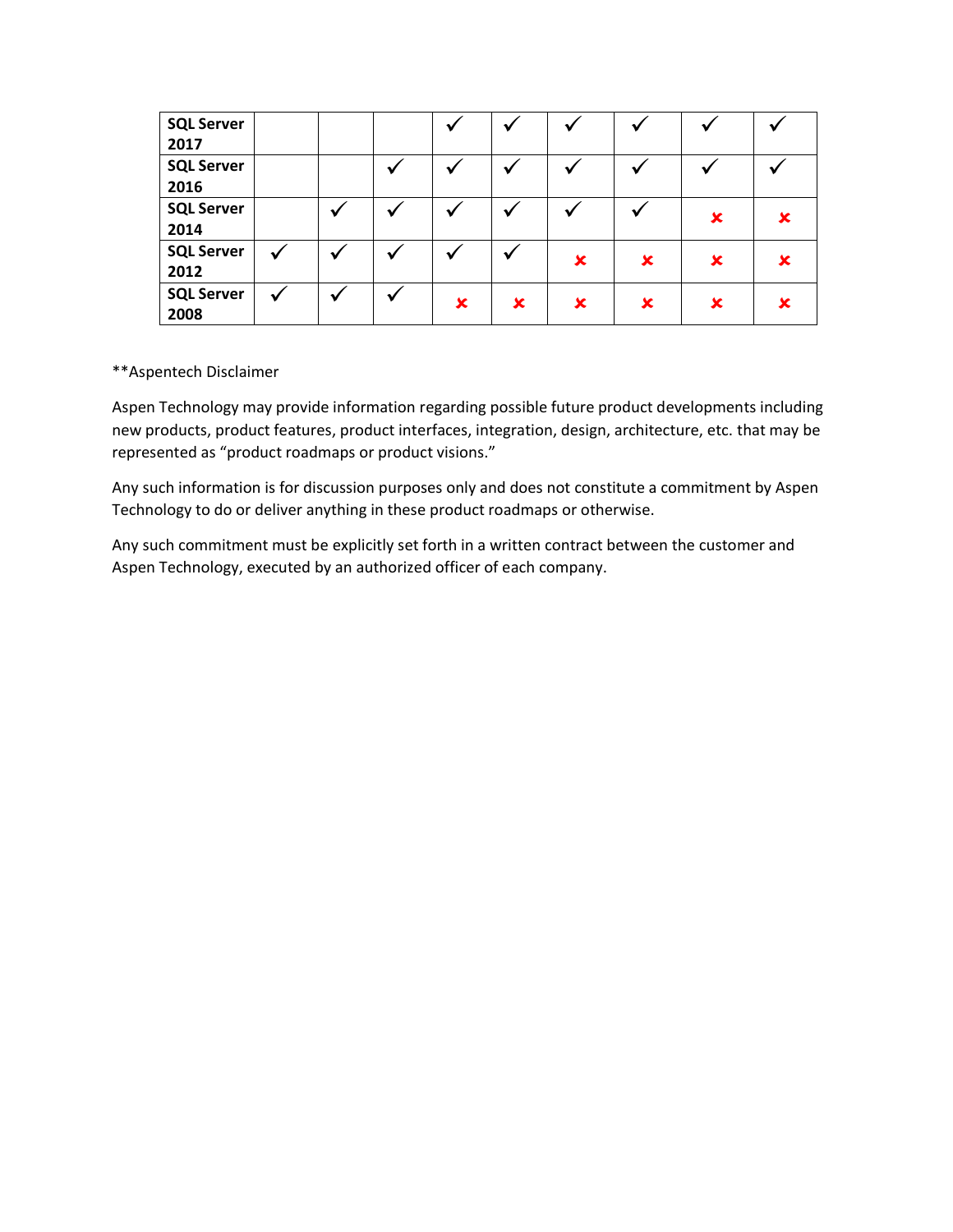| | | | | | | | | | |
|---|---|---|---|---|---|---|---|---|---|
| **SQL Server 2017** | | | ✓ | ✓ | ✓ | ✓ | ✓ | ✓ |
| **SQL Server 2016** | | ✓ | ✓ | ✓ | ✓ | ✓ | ✓ | ✓ |
| **SQL Server 2014** | ✓ | ✓ | ✓ | ✓ | ✓ | ✓ | ✗ | ✗ |
| **SQL Server 2012** | ✓ | ✓ | ✓ | ✓ | ✓ | ✗ | ✗ | ✗ | ✗ |
| **SQL Server 2008** | ✓ | ✓ | ✓ | ✗ | ✗ | ✗ | ✗ | ✗ | ✗ |

**Aspentech Disclaimer

Aspen Technology may provide information regarding possible future product developments including new products, product features, product interfaces, integration, design, architecture, etc. that may be represented as “product roadmaps or product visions.”

Any such information is for discussion purposes only and does not constitute a commitment by Aspen Technology to do or deliver anything in these product roadmaps or otherwise.

Any such commitment must be explicitly set forth in a written contract between the customer and Aspen Technology, executed by an authorized officer of each company.